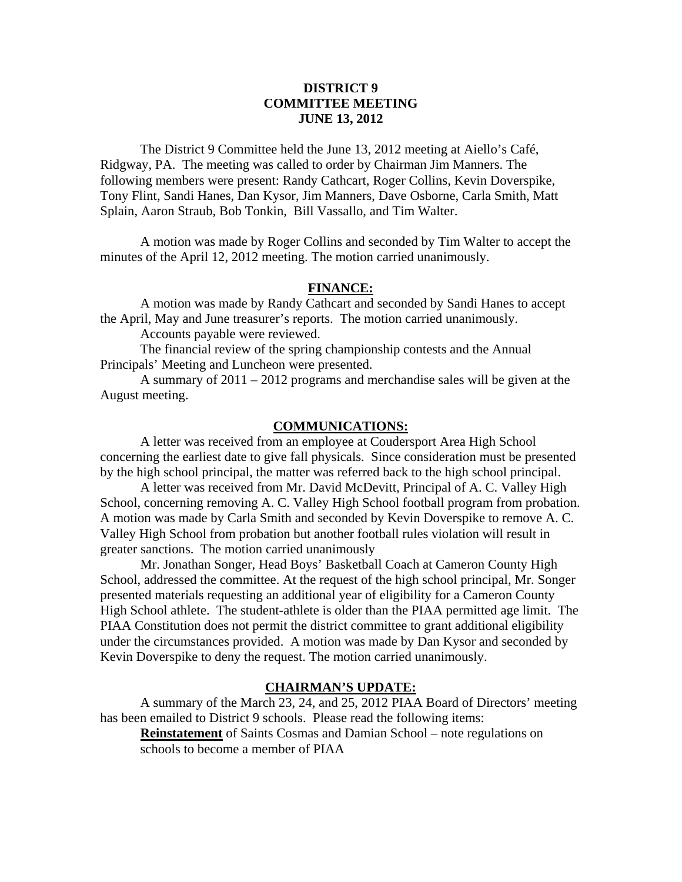# DISTRICT 9
# COMMITTEE MEETING
# JUNE 13, 2012

The District 9 Committee held the June 13, 2012 meeting at Aiello's Café, Ridgway, PA. The meeting was called to order by Chairman Jim Manners. The following members were present: Randy Cathcart, Roger Collins, Kevin Doverspike, Tony Flint, Sandi Hanes, Dan Kysor, Jim Manners, Dave Osborne, Carla Smith, Matt Splain, Aaron Straub, Bob Tonkin, Bill Vassallo, and Tim Walter.

A motion was made by Roger Collins and seconded by Tim Walter to accept the minutes of the April 12, 2012 meeting. The motion carried unanimously.

## FINANCE:

A motion was made by Randy Cathcart and seconded by Sandi Hanes to accept the April, May and June treasurer's reports. The motion carried unanimously.

Accounts payable were reviewed.

The financial review of the spring championship contests and the Annual Principals' Meeting and Luncheon were presented.

A summary of 2011 – 2012 programs and merchandise sales will be given at the August meeting.

## COMMUNICATIONS:

A letter was received from an employee at Coudersport Area High School concerning the earliest date to give fall physicals. Since consideration must be presented by the high school principal, the matter was referred back to the high school principal.

A letter was received from Mr. David McDevitt, Principal of A. C. Valley High School, concerning removing A. C. Valley High School football program from probation. A motion was made by Carla Smith and seconded by Kevin Doverspike to remove A. C. Valley High School from probation but another football rules violation will result in greater sanctions. The motion carried unanimously

Mr. Jonathan Songer, Head Boys' Basketball Coach at Cameron County High School, addressed the committee. At the request of the high school principal, Mr. Songer presented materials requesting an additional year of eligibility for a Cameron County High School athlete. The student-athlete is older than the PIAA permitted age limit. The PIAA Constitution does not permit the district committee to grant additional eligibility under the circumstances provided. A motion was made by Dan Kysor and seconded by Kevin Doverspike to deny the request. The motion carried unanimously.

## CHAIRMAN'S UPDATE:

A summary of the March 23, 24, and 25, 2012 PIAA Board of Directors' meeting has been emailed to District 9 schools. Please read the following items:

**Reinstatement** of Saints Cosmas and Damian School – note regulations on schools to become a member of PIAA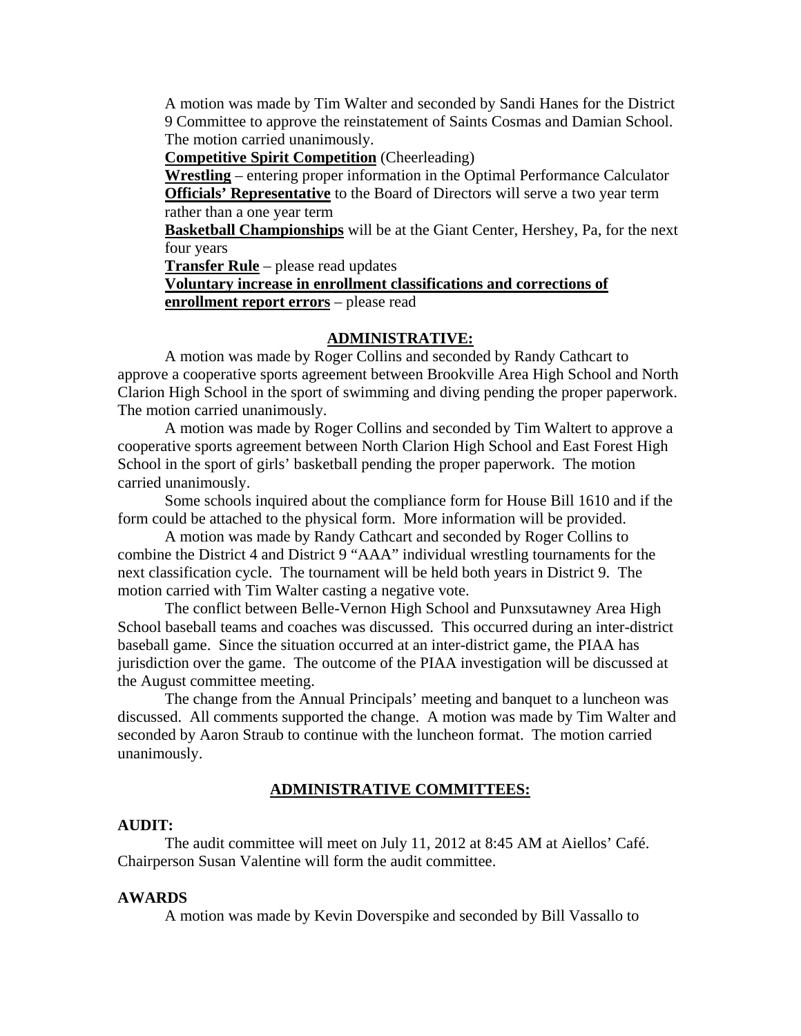A motion was made by Tim Walter and seconded by Sandi Hanes for the District 9 Committee to approve the reinstatement of Saints Cosmas and Damian School. The motion carried unanimously.

**Competitive Spirit Competition** (Cheerleading)

**Wrestling** – entering proper information in the Optimal Performance Calculator

**Officials' Representative** to the Board of Directors will serve a two year term rather than a one year term

**Basketball Championships** will be at the Giant Center, Hershey, Pa, for the next four years

**Transfer Rule** – please read updates

**Voluntary increase in enrollment classifications and corrections of enrollment report errors** – please read

## ADMINISTRATIVE:

A motion was made by Roger Collins and seconded by Randy Cathcart to approve a cooperative sports agreement between Brookville Area High School and North Clarion High School in the sport of swimming and diving pending the proper paperwork. The motion carried unanimously.

A motion was made by Roger Collins and seconded by Tim Waltert to approve a cooperative sports agreement between North Clarion High School and East Forest High School in the sport of girls' basketball pending the proper paperwork. The motion carried unanimously.

Some schools inquired about the compliance form for House Bill 1610 and if the form could be attached to the physical form. More information will be provided.

A motion was made by Randy Cathcart and seconded by Roger Collins to combine the District 4 and District 9 "AAA" individual wrestling tournaments for the next classification cycle. The tournament will be held both years in District 9. The motion carried with Tim Walter casting a negative vote.

The conflict between Belle-Vernon High School and Punxsutawney Area High School baseball teams and coaches was discussed. This occurred during an inter-district baseball game. Since the situation occurred at an inter-district game, the PIAA has jurisdiction over the game. The outcome of the PIAA investigation will be discussed at the August committee meeting.

The change from the Annual Principals' meeting and banquet to a luncheon was discussed. All comments supported the change. A motion was made by Tim Walter and seconded by Aaron Straub to continue with the luncheon format. The motion carried unanimously.

## ADMINISTRATIVE COMMITTEES:

### AUDIT:

The audit committee will meet on July 11, 2012 at 8:45 AM at Aiellos' Café. Chairperson Susan Valentine will form the audit committee.

### AWARDS

A motion was made by Kevin Doverspike and seconded by Bill Vassallo to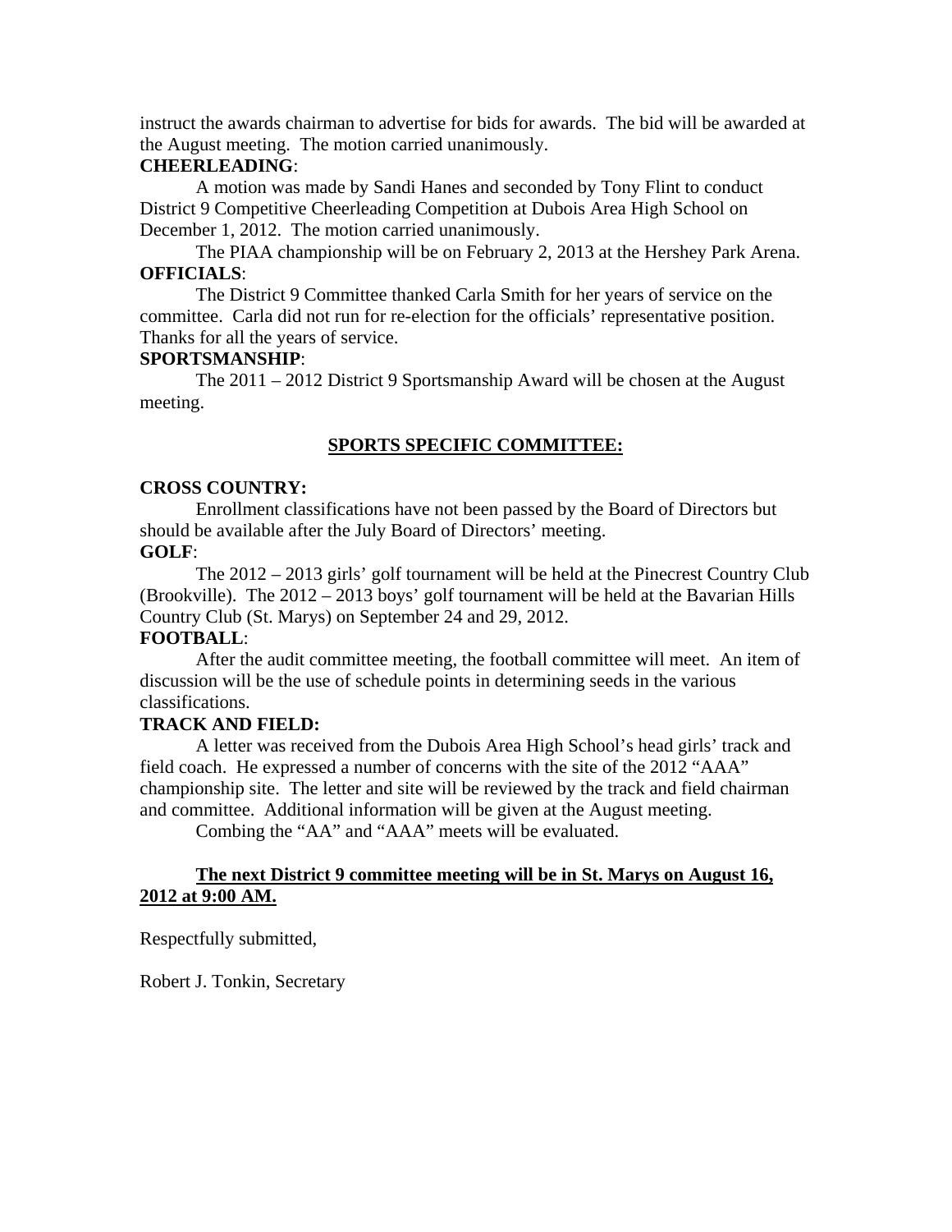instruct the awards chairman to advertise for bids for awards. The bid will be awarded at the August meeting. The motion carried unanimously.

**CHEERLEADING**:

A motion was made by Sandi Hanes and seconded by Tony Flint to conduct District 9 Competitive Cheerleading Competition at Dubois Area High School on December 1, 2012. The motion carried unanimously.

The PIAA championship will be on February 2, 2013 at the Hershey Park Arena.

**OFFICIALS**:

The District 9 Committee thanked Carla Smith for her years of service on the committee. Carla did not run for re-election for the officials' representative position. Thanks for all the years of service.

**SPORTSMANSHIP**:

The 2011 – 2012 District 9 Sportsmanship Award will be chosen at the August meeting.

## SPORTS SPECIFIC COMMITTEE:

**CROSS COUNTRY:**

Enrollment classifications have not been passed by the Board of Directors but should be available after the July Board of Directors' meeting.

**GOLF**:

The 2012 – 2013 girls' golf tournament will be held at the Pinecrest Country Club (Brookville). The 2012 – 2013 boys' golf tournament will be held at the Bavarian Hills Country Club (St. Marys) on September 24 and 29, 2012.

**FOOTBALL**:

After the audit committee meeting, the football committee will meet. An item of discussion will be the use of schedule points in determining seeds in the various classifications.

**TRACK AND FIELD:**

A letter was received from the Dubois Area High School's head girls' track and field coach. He expressed a number of concerns with the site of the 2012 "AAA" championship site. The letter and site will be reviewed by the track and field chairman and committee. Additional information will be given at the August meeting.

Combing the "AA" and "AAA" meets will be evaluated.

**The next District 9 committee meeting will be in St. Marys on August 16, 2012 at 9:00 AM.**

Respectfully submitted,

Robert J. Tonkin, Secretary